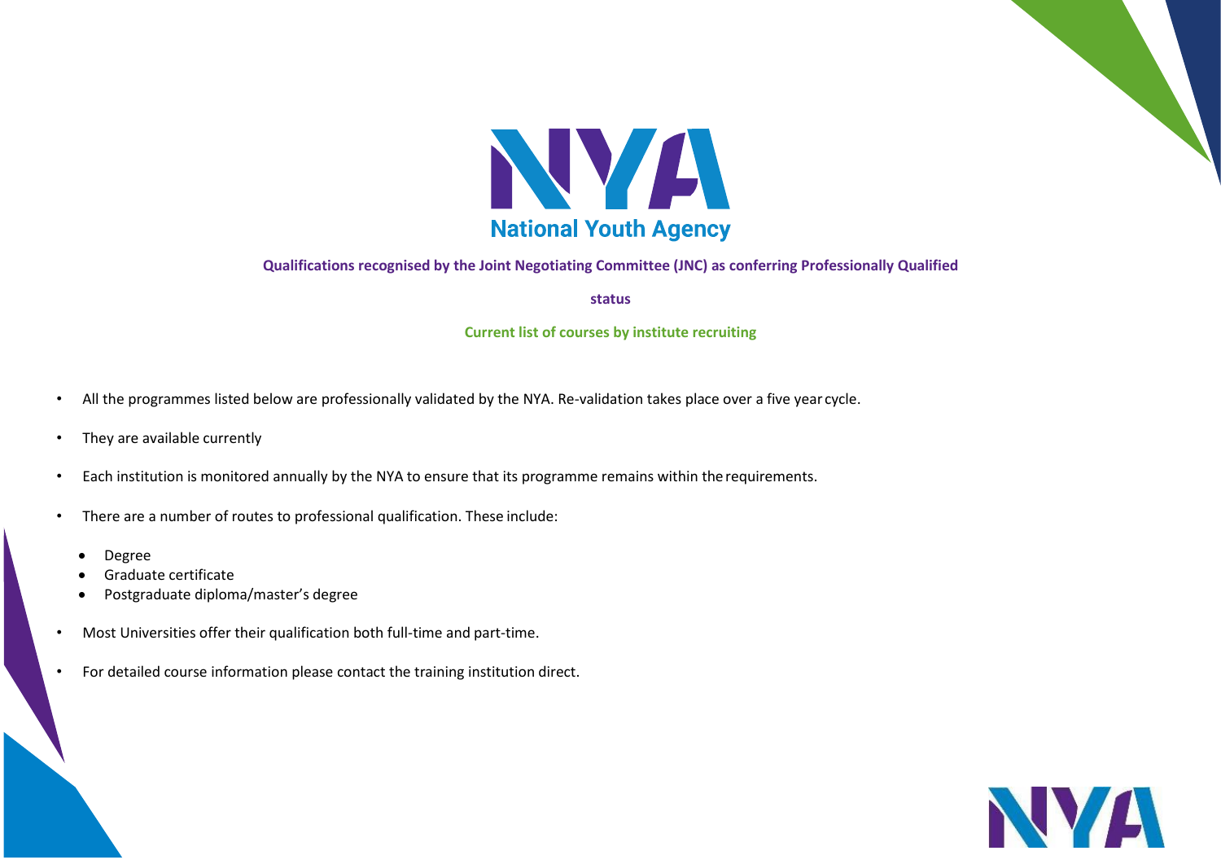# National Youth Agency

## Qualifications recognised by the Joint Negotiating Committee (JNC) as conferring Professionally Qualified status

### Current list of courses by institute recruiting

- All the programmes listed below are professionally validated by the NYA. Re-validation takes place over a five year cycle.
- They are available currently
- Each institution is monitored annually by the NYA to ensure that its programme remains within the requirements.
- There are a number of routes to professional qualification. These include:
  - Degree
  - Graduate certificate
  - Postgraduate diploma/master's degree
- Most Universities offer their qualification both full-time and part-time.
- For detailed course information please contact the training institution direct.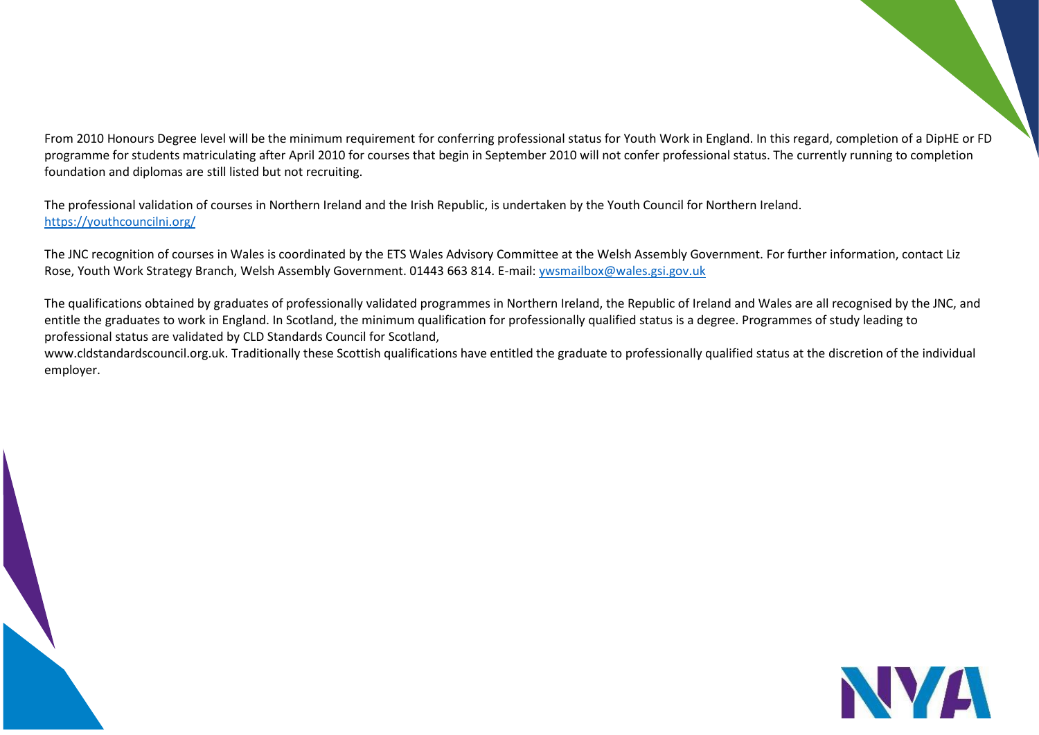From 2010 Honours Degree level will be the minimum requirement for conferring professional status for Youth Work in England. In this regard, completion of a DipHE or FD programme for students matriculating after April 2010 for courses that begin in September 2010 will not confer professional status. The currently running to completion foundation and diplomas are still listed but not recruiting.

The professional validation of courses in Northern Ireland and the Irish Republic, is undertaken by the Youth Council for Northern Ireland.
https://youthcouncilni.org/

The JNC recognition of courses in Wales is coordinated by the ETS Wales Advisory Committee at the Welsh Assembly Government. For further information, contact Liz Rose, Youth Work Strategy Branch, Welsh Assembly Government. 01443 663 814. E-mail: ywsmailbox@wales.gsi.gov.uk

The qualifications obtained by graduates of professionally validated programmes in Northern Ireland, the Republic of Ireland and Wales are all recognised by the JNC, and entitle the graduates to work in England. In Scotland, the minimum qualification for professionally qualified status is a degree. Programmes of study leading to professional status are validated by CLD Standards Council for Scotland,
www.cldstandardscouncil.org.uk. Traditionally these Scottish qualifications have entitled the graduate to professionally qualified status at the discretion of the individual employer.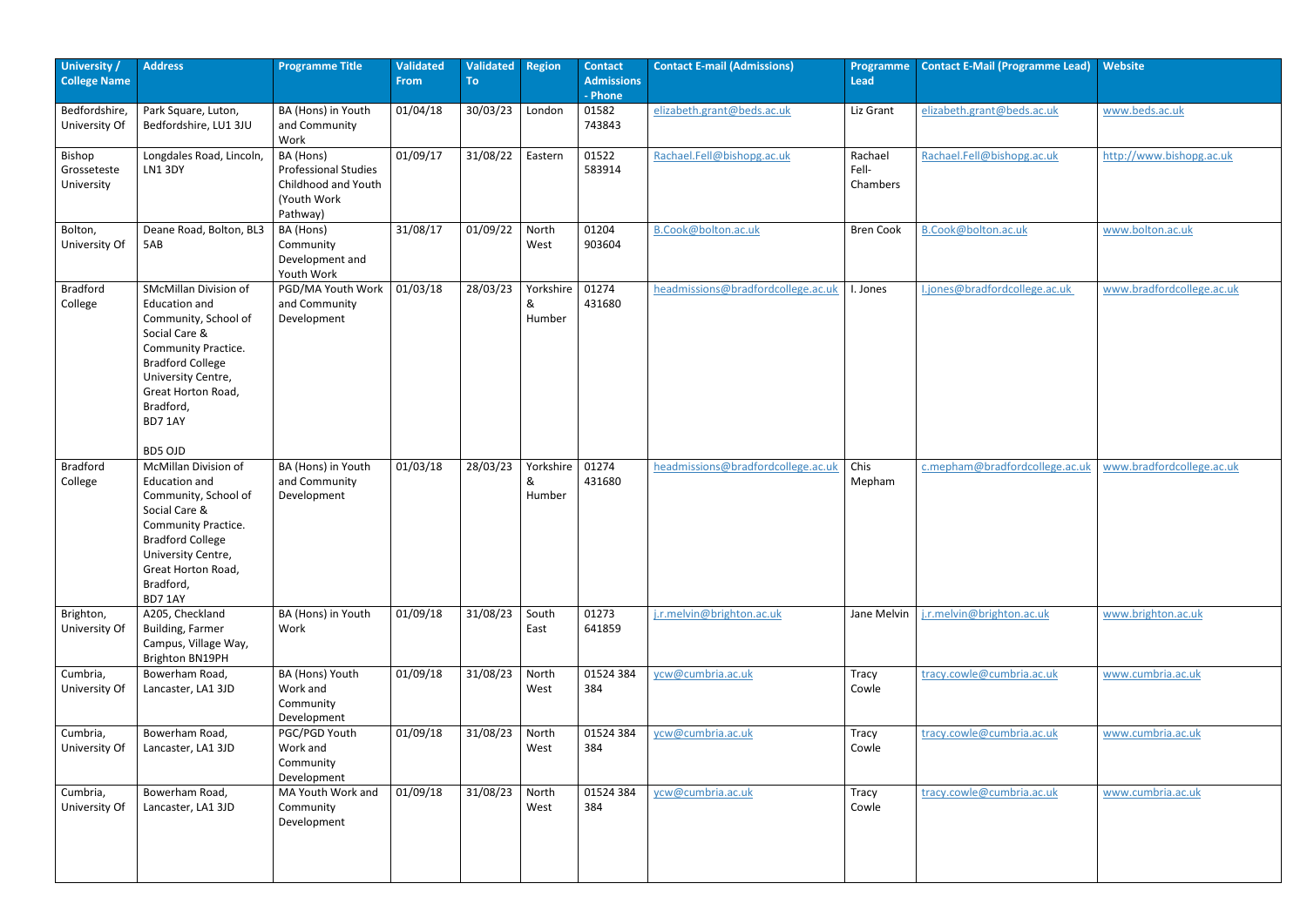| University / College Name | Address | Programme Title | Validated From | Validated To | Region | Contact Admissions - Phone | Contact E-mail (Admissions) | Programme Lead | Contact E-Mail (Programme Lead) | Website |
|---|---|---|---|---|---|---|---|---|---|---|
| Bedfordshire, University Of | Park Square, Luton, Bedfordshire, LU1 3JU | BA (Hons) in Youth and Community Work | 01/04/18 | 30/03/23 | London | 01582 743843 | elizabeth.grant@beds.ac.uk | Liz Grant | elizabeth.grant@beds.ac.uk | www.beds.ac.uk |
| Bishop Grosseteste University | Longdales Road, Lincoln, LN1 3DY | BA (Hons) Professional Studies Childhood and Youth (Youth Work Pathway) | 01/09/17 | 31/08/22 | Eastern | 01522 583914 | Rachael.Fell@bishopg.ac.uk | Rachael Fell-Chambers | Rachael.Fell@bishopg.ac.uk | http://www.bishopg.ac.uk |
| Bolton, University Of | Deane Road, Bolton, BL3 5AB | BA (Hons) Community Development and Youth Work | 31/08/17 | 01/09/22 | North West | 01204 903604 | B.Cook@bolton.ac.uk | Bren Cook | B.Cook@bolton.ac.uk | www.bolton.ac.uk |
| Bradford College | SMcMillan Division of Education and Community, School of Social Care & Community Practice. Bradford College University Centre, Great Horton Road, Bradford, BD7 1AY<br><br>BD5 OJD | PGD/MA Youth Work and Community Development | 01/03/18 | 28/03/23 | Yorkshire & Humber | 01274 431680 | headmissions@bradfordcollege.ac.uk | I. Jones | I.jones@bradfordcollege.ac.uk | www.bradfordcollege.ac.uk |
| Bradford College | McMillan Division of Education and Community, School of Social Care & Community Practice. Bradford College University Centre, Great Horton Road, Bradford, BD7 1AY | BA (Hons) in Youth and Community Development | 01/03/18 | 28/03/23 | Yorkshire & Humber | 01274 431680 | headmissions@bradfordcollege.ac.uk | Chis Mepham | c.mepham@bradfordcollege.ac.uk | www.bradfordcollege.ac.uk |
| Brighton, University Of | A205, Checkland Building, Farmer Campus, Village Way, Brighton BN19PH | BA (Hons) in Youth Work | 01/09/18 | 31/08/23 | South East | 01273 641859 | j.r.melvin@brighton.ac.uk | Jane Melvin | j.r.melvin@brighton.ac.uk | www.brighton.ac.uk |
| Cumbria, University Of | Bowerham Road, Lancaster, LA1 3JD | BA (Hons) Youth Work and Community Development | 01/09/18 | 31/08/23 | North West | 01524 384 384 | ycw@cumbria.ac.uk | Tracy Cowle | tracy.cowle@cumbria.ac.uk | www.cumbria.ac.uk |
| Cumbria, University Of | Bowerham Road, Lancaster, LA1 3JD | PGC/PGD Youth Work and Community Development | 01/09/18 | 31/08/23 | North West | 01524 384 384 | ycw@cumbria.ac.uk | Tracy Cowle | tracy.cowle@cumbria.ac.uk | www.cumbria.ac.uk |
| Cumbria, University Of | Bowerham Road, Lancaster, LA1 3JD | MA Youth Work and Community Development | 01/09/18 | 31/08/23 | North West | 01524 384 384 | ycw@cumbria.ac.uk | Tracy Cowle | tracy.cowle@cumbria.ac.uk | www.cumbria.ac.uk |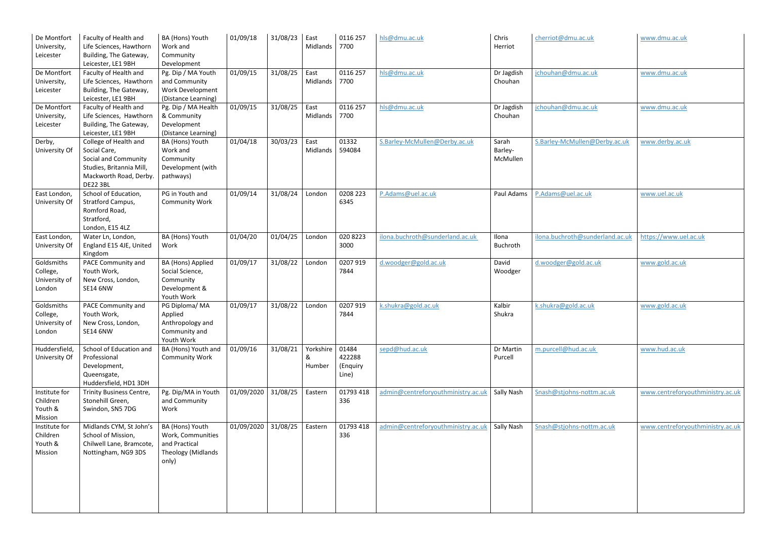| De Montfort University, Leicester | Faculty of Health and Life Sciences, Hawthorn Building, The Gateway, Leicester, LE1 9BH | BA (Hons) Youth Work and Community Development | 01/09/18 | 31/08/23 | East Midlands | 0116 257 7700 | hls@dmu.ac.uk | Chris Herriot | cherriot@dmu.ac.uk | www.dmu.ac.uk |
|---|---|---|---|---|---|---|---|---|---|---|
| De Montfort University, Leicester | Faculty of Health and Life Sciences, Hawthorn Building, The Gateway, Leicester, LE1 9BH | Pg. Dip / MA Youth and Community Work Development (Distance Learning) | 01/09/15 | 31/08/25 | East Midlands | 0116 257 7700 | hls@dmu.ac.uk | Dr Jagdish Chouhan | jchouhan@dmu.ac.uk | www.dmu.ac.uk |
| De Montfort University, Leicester | Faculty of Health and Life Sciences, Hawthorn Building, The Gateway, Leicester, LE1 9BH | Pg. Dip / MA Health & Community Development (Distance Learning) | 01/09/15 | 31/08/25 | East Midlands | 0116 257 7700 | hls@dmu.ac.uk | Dr Jagdish Chouhan | jchouhan@dmu.ac.uk | www.dmu.ac.uk |
| Derby, University Of | College of Health and Social Care, Social and Community Studies, Britannia Mill, Mackworth Road, Derby. DE22 3BL | BA (Hons) Youth Work and Community Development (with pathways) | 01/04/18 | 30/03/23 | East Midlands | 01332 594084 | S.Barley-McMullen@Derby.ac.uk | Sarah Barley-McMullen | S.Barley-McMullen@Derby.ac.uk | www.derby.ac.uk |
| East London, University Of | School of Education, Stratford Campus, Romford Road, Stratford, London, E15 4LZ | PG in Youth and Community Work | 01/09/14 | 31/08/24 | London | 0208 223 6345 | P.Adams@uel.ac.uk | Paul Adams | P.Adams@uel.ac.uk | www.uel.ac.uk |
| East London, University Of | Water Ln, London, England E15 4JE, United Kingdom | BA (Hons) Youth Work | 01/04/20 | 01/04/25 | London | 020 8223 3000 | ilona.buchroth@sunderland.ac.uk | Ilona Buchroth | ilona.buchroth@sunderland.ac.uk | https://www.uel.ac.uk |
| Goldsmiths College, University of London | PACE Community and Youth Work, New Cross, London, SE14 6NW | BA (Hons) Applied Social Science, Community Development & Youth Work | 01/09/17 | 31/08/22 | London | 0207 919 7844 | d.woodger@gold.ac.uk | David Woodger | d.woodger@gold.ac.uk | www.gold.ac.uk |
| Goldsmiths College, University of London | PACE Community and Youth Work, New Cross, London, SE14 6NW | PG Diploma/ MA Applied Anthropology and Community and Youth Work | 01/09/17 | 31/08/22 | London | 0207 919 7844 | k.shukra@gold.ac.uk | Kalbir Shukra | k.shukra@gold.ac.uk | www.gold.ac.uk |
| Huddersfield, University Of | School of Education and Professional Development, Queensgate, Huddersfield, HD1 3DH | BA (Hons) Youth and Community Work | 01/09/16 | 31/08/21 | Yorkshire & Humber | 01484 422288 (Enquiry Line) | sepd@hud.ac.uk | Dr Martin Purcell | m.purcell@hud.ac.uk | www.hud.ac.uk |
| Institute for Children Youth & Mission | Trinity Business Centre, Stonehill Green, Swindon, SN5 7DG | Pg. Dip/MA in Youth and Community Work | 01/09/2020 | 31/08/25 | Eastern | 01793 418 336 | admin@centreforyouthministry.ac.uk | Sally Nash | Snash@stjohns-nottm.ac.uk | www.centreforyouthministry.ac.uk |
| Institute for Children Youth & Mission | Midlands CYM, St John's School of Mission, Chilwell Lane, Bramcote, Nottingham, NG9 3DS | BA (Hons) Youth Work, Communities and Practical Theology (Midlands only) | 01/09/2020 | 31/08/25 | Eastern | 01793 418 336 | admin@centreforyouthministry.ac.uk | Sally Nash | Snash@stjohns-nottm.ac.uk | www.centreforyouthministry.ac.uk |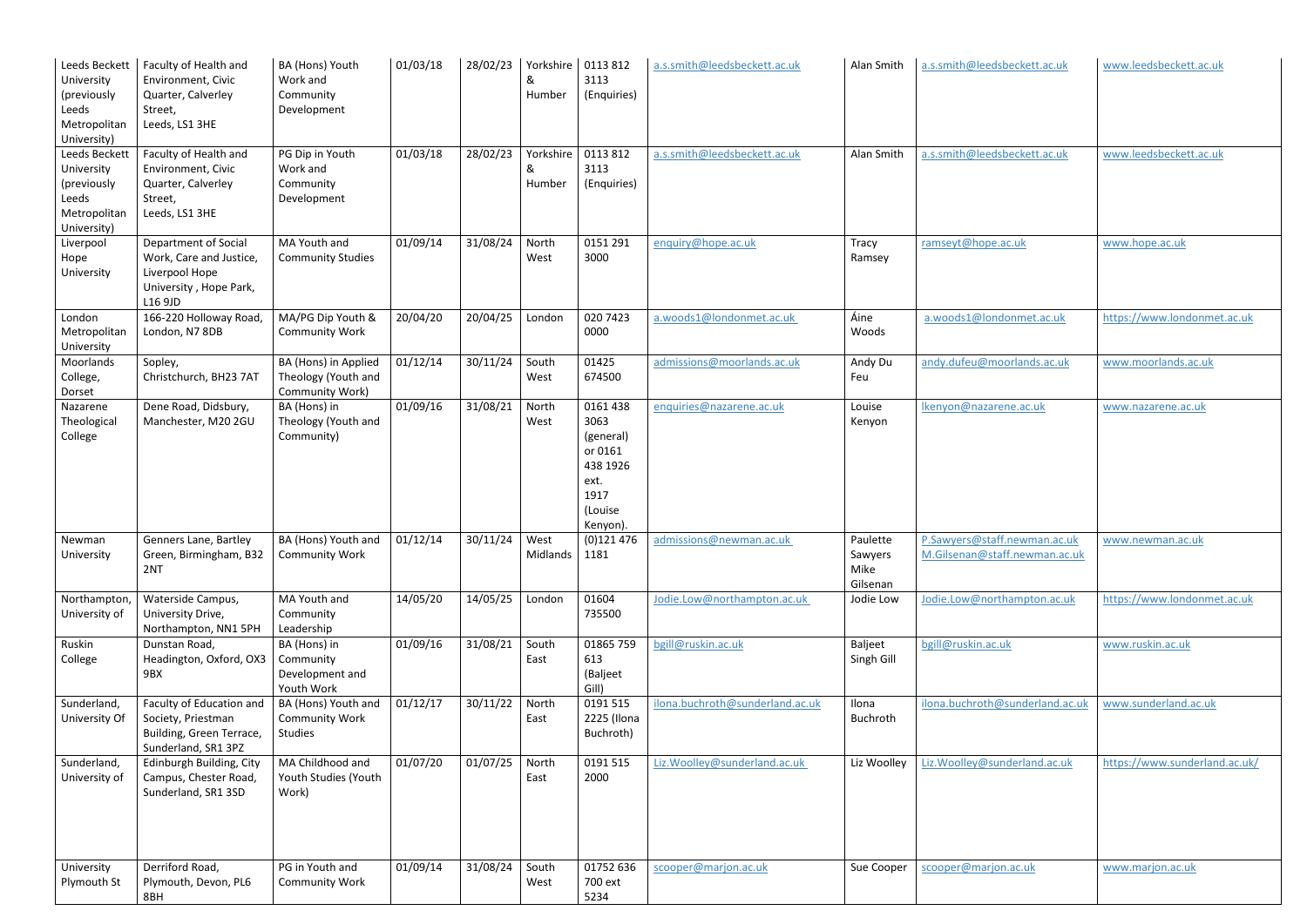| | | | | | | | | | | |
|---|---|---|---|---|---|---|---|---|---|---|
| Leeds Beckett University (previously Leeds Metropolitan University) | Faculty of Health and Environment, Civic Quarter, Calverley Street, Leeds, LS1 3HE | BA (Hons) Youth Work and Community Development | 01/03/18 | 28/02/23 | Yorkshire & Humber | 0113 812 3113 (Enquiries) | a.s.smith@leedsbeckett.ac.uk | Alan Smith | a.s.smith@leedsbeckett.ac.uk | www.leedsbeckett.ac.uk |
| Leeds Beckett University (previously Leeds Metropolitan University) | Faculty of Health and Environment, Civic Quarter, Calverley Street, Leeds, LS1 3HE | PG Dip in Youth Work and Community Development | 01/03/18 | 28/02/23 | Yorkshire & Humber | 0113 812 3113 (Enquiries) | a.s.smith@leedsbeckett.ac.uk | Alan Smith | a.s.smith@leedsbeckett.ac.uk | www.leedsbeckett.ac.uk |
| Liverpool Hope University | Department of Social Work, Care and Justice, Liverpool Hope University , Hope Park, L16 9JD | MA Youth and Community Studies | 01/09/14 | 31/08/24 | North West | 0151 291 3000 | enquiry@hope.ac.uk | Tracy Ramsey | ramseyt@hope.ac.uk | www.hope.ac.uk |
| London Metropolitan University | 166-220 Holloway Road, London, N7 8DB | MA/PG Dip Youth & Community Work | 20/04/20 | 20/04/25 | London | 020 7423 0000 | a.woods1@londonmet.ac.uk | Áine Woods | a.woods1@londonmet.ac.uk | https://www.londonmet.ac.uk |
| Moorlands College, Dorset | Sopley, Christchurch, BH23 7AT | BA (Hons) in Applied Theology (Youth and Community Work) | 01/12/14 | 30/11/24 | South West | 01425 674500 | admissions@moorlands.ac.uk | Andy Du Feu | andy.dufeu@moorlands.ac.uk | www.moorlands.ac.uk |
| Nazarene Theological College | Dene Road, Didsbury, Manchester, M20 2GU | BA (Hons) in Theology (Youth and Community) | 01/09/16 | 31/08/21 | North West | 0161 438 3063 (general) or 0161 438 1926 ext. 1917 (Louise Kenyon). | enquiries@nazarene.ac.uk | Louise Kenyon | lkenyon@nazarene.ac.uk | www.nazarene.ac.uk |
| Newman University | Genners Lane, Bartley Green, Birmingham, B32 2NT | BA (Hons) Youth and Community Work | 01/12/14 | 30/11/24 | West Midlands | (0)121 476 1181 | admissions@newman.ac.uk | Paulette Sawyers Mike Gilsenan | P.Sawyers@staff.newman.ac.uk M.Gilsenan@staff.newman.ac.uk | www.newman.ac.uk |
| Northampton, University of | Waterside Campus, University Drive, Northampton, NN1 5PH | MA Youth and Community Leadership | 14/05/20 | 14/05/25 | London | 01604 735500 | Jodie.Low@northampton.ac.uk | Jodie Low | Jodie.Low@northampton.ac.uk | https://www.londonmet.ac.uk |
| Ruskin College | Dunstan Road, Headington, Oxford, OX3 9BX | BA (Hons) in Community Development and Youth Work | 01/09/16 | 31/08/21 | South East | 01865 759 613 (Baljeet Gill) | bgill@ruskin.ac.uk | Baljeet Singh Gill | bgill@ruskin.ac.uk | www.ruskin.ac.uk |
| Sunderland, University Of | Faculty of Education and Society, Priestman Building, Green Terrace, Sunderland, SR1 3PZ | BA (Hons) Youth and Community Work Studies | 01/12/17 | 30/11/22 | North East | 0191 515 2225 (Ilona Buchroth) | ilona.buchroth@sunderland.ac.uk | Ilona Buchroth | ilona.buchroth@sunderland.ac.uk | www.sunderland.ac.uk |
| Sunderland, University of | Edinburgh Building, City Campus, Chester Road, Sunderland, SR1 3SD | MA Childhood and Youth Studies (Youth Work) | 01/07/20 | 01/07/25 | North East | 0191 515 2000 | Liz.Woolley@sunderland.ac.uk | Liz Woolley | Liz.Woolley@sunderland.ac.uk | https://www.sunderland.ac.uk/ |
| University Plymouth St | Derriford Road, Plymouth, Devon, PL6 8BH | PG in Youth and Community Work | 01/09/14 | 31/08/24 | South West | 01752 636 700 ext 5234 | scooper@marjon.ac.uk | Sue Cooper | scooper@marjon.ac.uk | www.marjon.ac.uk |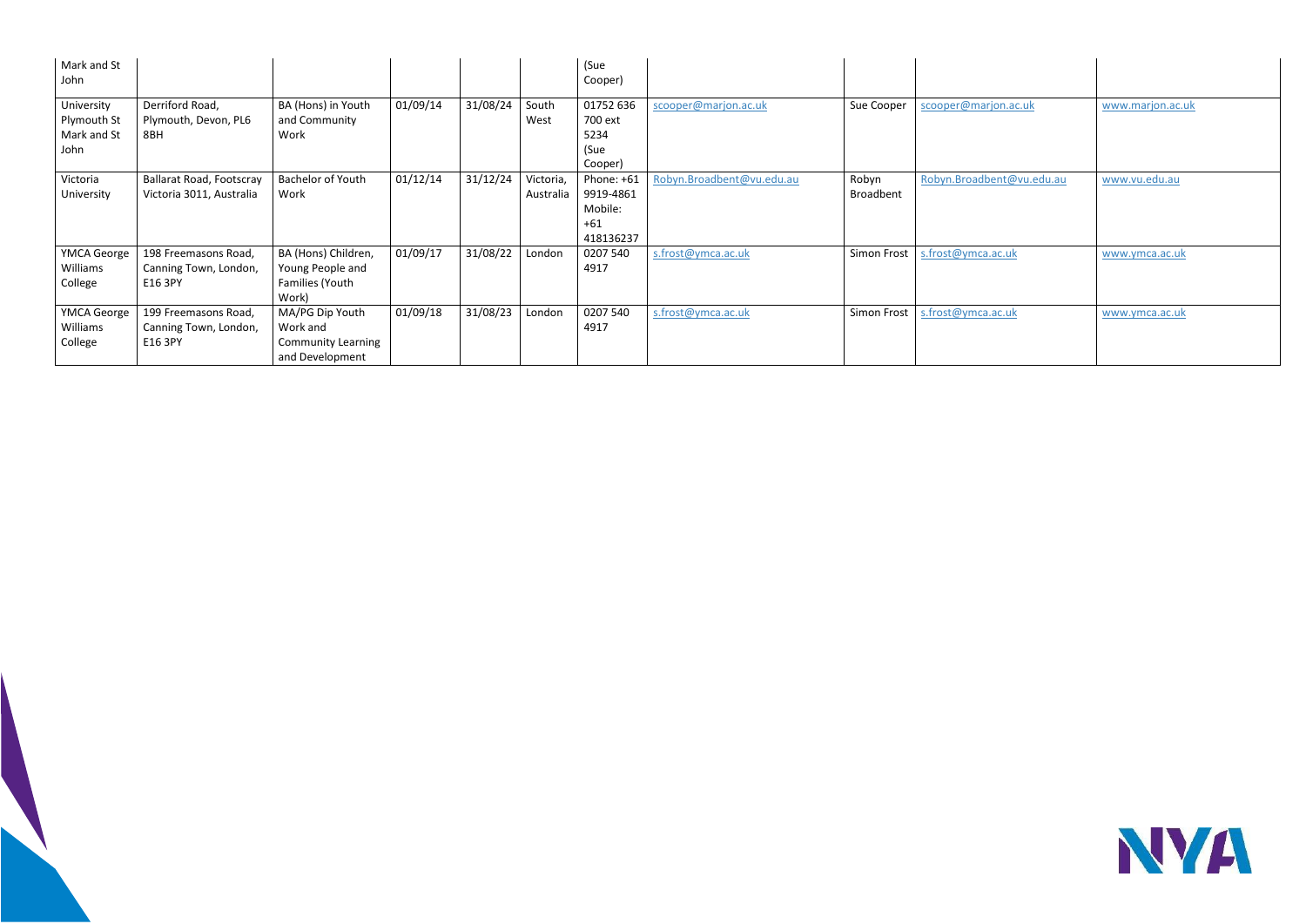| | | | | | | | | | | |
|---|---|---|---|---|---|---|---|---|---|---|
| Mark and St John | | | | | | (Sue Cooper) | | | | |
| University Plymouth St Mark and St John | Derriford Road, Plymouth, Devon, PL6 8BH | BA (Hons) in Youth and Community Work | 01/09/14 | 31/08/24 | South West | 01752 636 700 ext 5234 (Sue Cooper) | scooper@marjon.ac.uk | Sue Cooper | scooper@marjon.ac.uk | www.marjon.ac.uk |
| Victoria University | Ballarat Road, Footscray Victoria 3011, Australia | Bachelor of Youth Work | 01/12/14 | 31/12/24 | Victoria, Australia | Phone: +61 9919-4861 Mobile: +61 418136237 | Robyn.Broadbent@vu.edu.au | Robyn Broadbent | Robyn.Broadbent@vu.edu.au | www.vu.edu.au |
| YMCA George Williams College | 198 Freemasons Road, Canning Town, London, E16 3PY | BA (Hons) Children, Young People and Families (Youth Work) | 01/09/17 | 31/08/22 | London | 0207 540 4917 | s.frost@ymca.ac.uk | Simon Frost | s.frost@ymca.ac.uk | www.ymca.ac.uk |
| YMCA George Williams College | 199 Freemasons Road, Canning Town, London, E16 3PY | MA/PG Dip Youth Work and Community Learning and Development | 01/09/18 | 31/08/23 | London | 0207 540 4917 | s.frost@ymca.ac.uk | Simon Frost | s.frost@ymca.ac.uk | www.ymca.ac.uk |